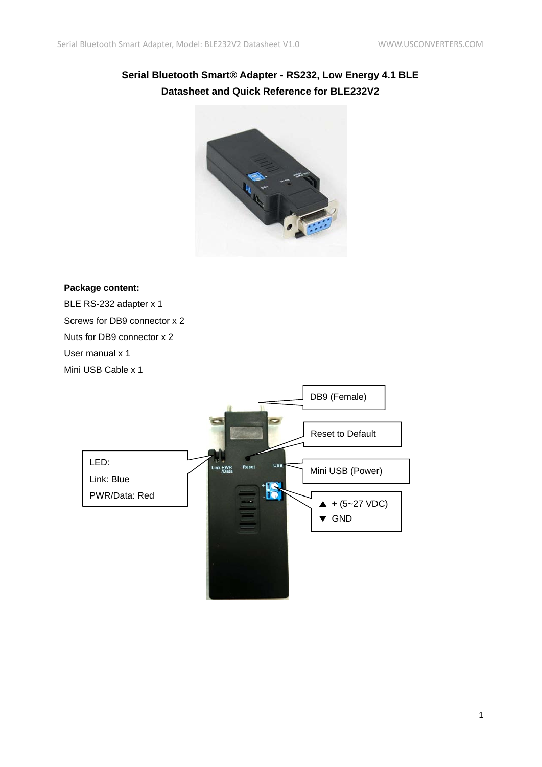**Serial Bluetooth Smart® Adapter - RS232, Low Energy 4.1 BLE**

**Datasheet and Quick Reference for BLE232V2**

**Package content:**

BLE RS-232 adapter x 1

Screws for DB9 connector x 2

Nuts for DB9 connector x 2

User manual x 1

Mini USB Cable x 1

DB9 (Female)

Reset to Default

LED:

Link: Blue

PWR/Data: Red

Mini USB (Power)

▲ **+** (5~27 VDC)

▼ GND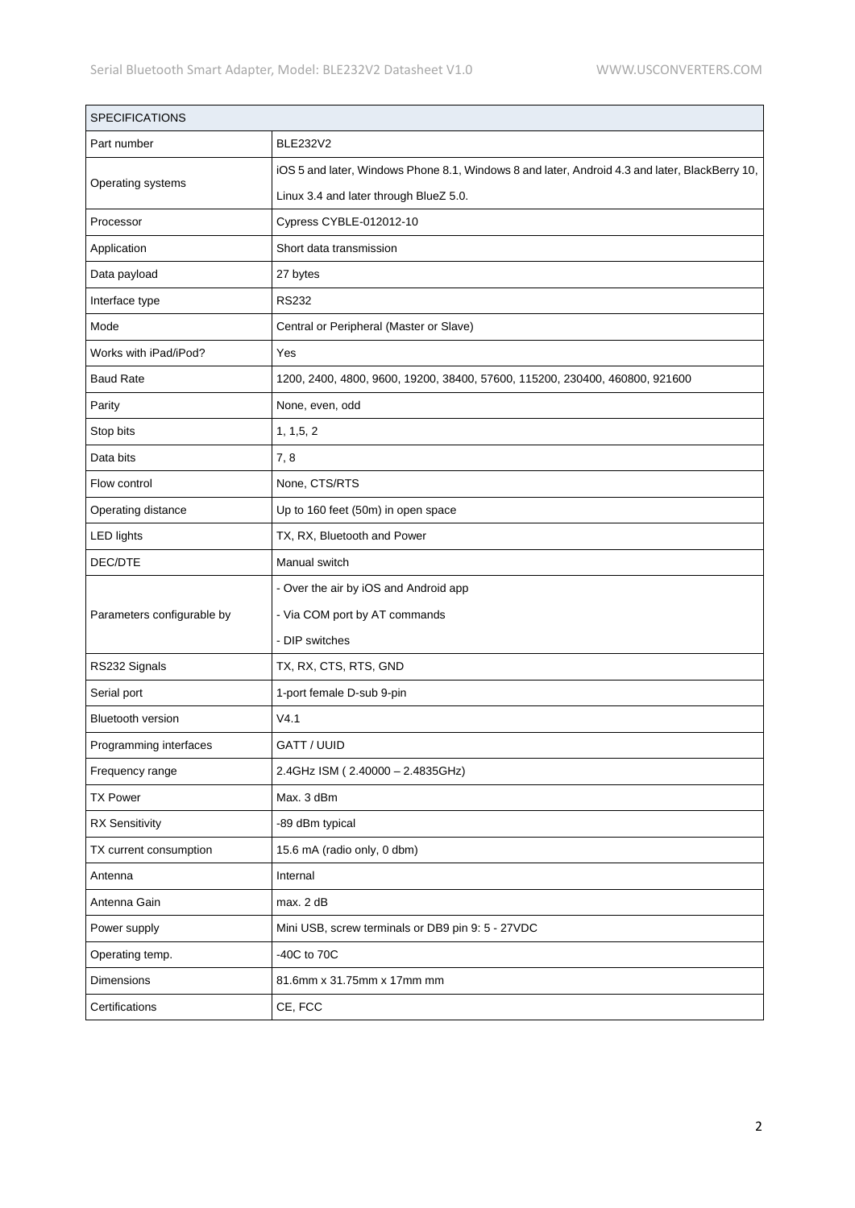| SPECIFICATIONS | |
|---|---|
| Part number | BLE232V2 |
| Operating systems | iOS 5 and later, Windows Phone 8.1, Windows 8 and later, Android 4.3 and later, BlackBerry 10, Linux 3.4 and later through BlueZ 5.0. |
| Processor | Cypress CYBLE-012012-10 |
| Application | Short data transmission |
| Data payload | 27 bytes |
| Interface type | RS232 |
| Mode | Central or Peripheral (Master or Slave) |
| Works with iPad/iPod? | Yes |
| Baud Rate | 1200, 2400, 4800, 9600, 19200, 38400, 57600, 115200, 230400, 460800, 921600 |
| Parity | None, even, odd |
| Stop bits | 1, 1,5, 2 |
| Data bits | 7, 8 |
| Flow control | None, CTS/RTS |
| Operating distance | Up to 160 feet (50m) in open space |
| LED lights | TX, RX, Bluetooth and Power |
| DEC/DTE | Manual switch |
| Parameters configurable by | - Over the air by iOS and Android app<br>- Via COM port by AT commands<br>- DIP switches |
| RS232 Signals | TX, RX, CTS, RTS, GND |
| Serial port | 1-port female D-sub 9-pin |
| Bluetooth version | V4.1 |
| Programming interfaces | GATT / UUID |
| Frequency range | 2.4GHz ISM ( 2.40000 – 2.4835GHz) |
| TX Power | Max. 3 dBm |
| RX Sensitivity | -89 dBm typical |
| TX current consumption | 15.6 mA (radio only, 0 dbm) |
| Antenna | Internal |
| Antenna Gain | max. 2 dB |
| Power supply | Mini USB, screw terminals or DB9 pin 9: 5 - 27VDC |
| Operating temp. | -40C to 70C |
| Dimensions | 81.6mm x 31.75mm x 17mm mm |
| Certifications | CE, FCC |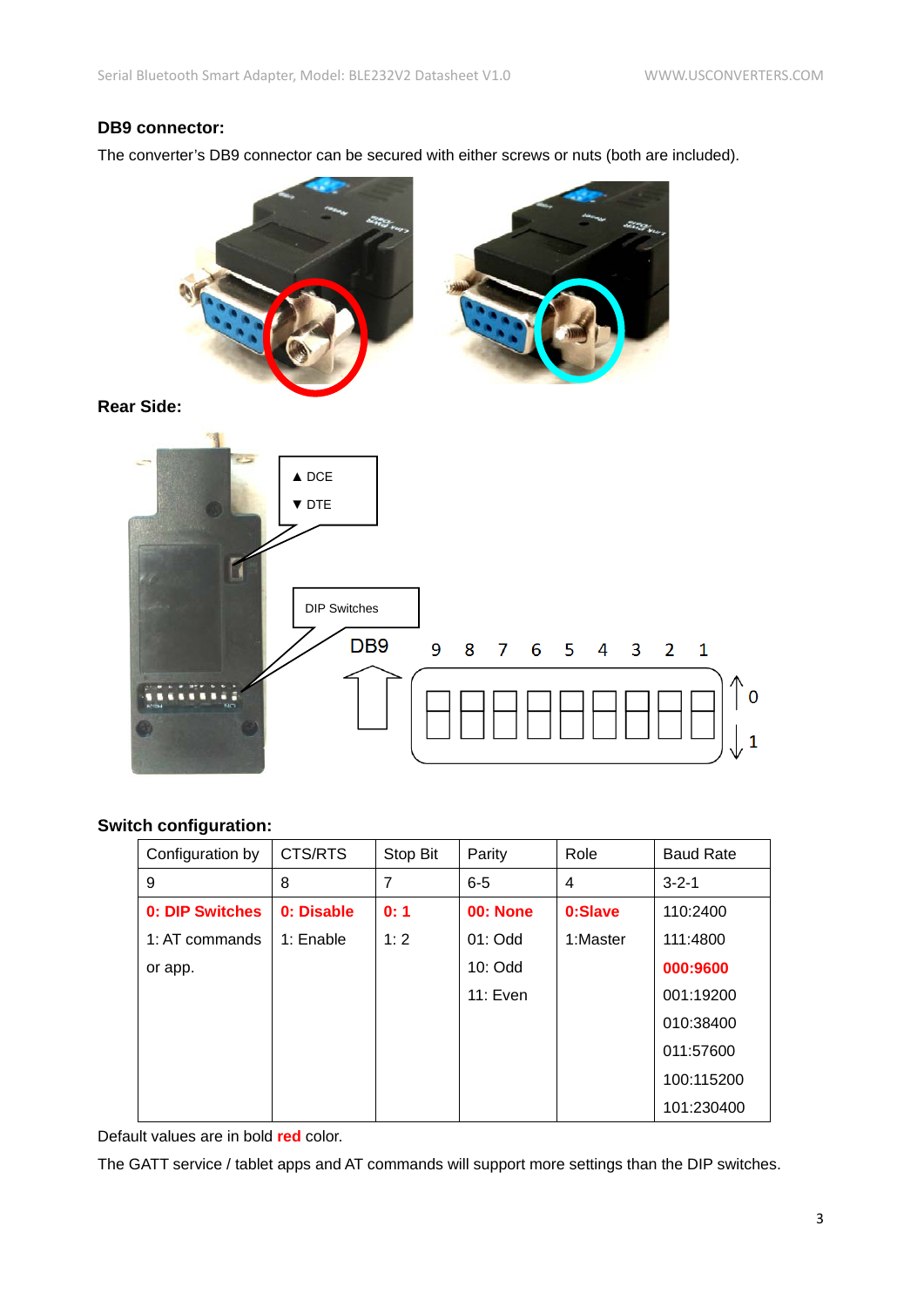**DB9 connector:**

The converter's DB9 connector can be secured with either screws or nuts (both are included).

**Rear Side:**

▲ DCE
▼ DTE

DIP Switches

DB9

9 8 7 6 5 4 3 2 1

↑ 0
↓ 1

**Switch configuration:**

| Configuration by | CTS/RTS | Stop Bit | Parity | Role | Baud Rate |
|---|---|---|---|---|---|
| 9 | 8 | 7 | 6-5 | 4 | 3-2-1 |
| **0: DIP Switches**<br>1: AT commands<br>or app. | **0: Disable**<br>1: Enable | **0: 1**<br>1: 2 | **00: None**<br>01: Odd<br>10: Odd<br>11: Even | **0:Slave**<br>1:Master | 110:2400<br>111:4800<br>**000:9600**<br>001:19200<br>010:38400<br>011:57600<br>100:115200<br>101:230400 |

Default values are in bold **red** color.

The GATT service / tablet apps and AT commands will support more settings than the DIP switches.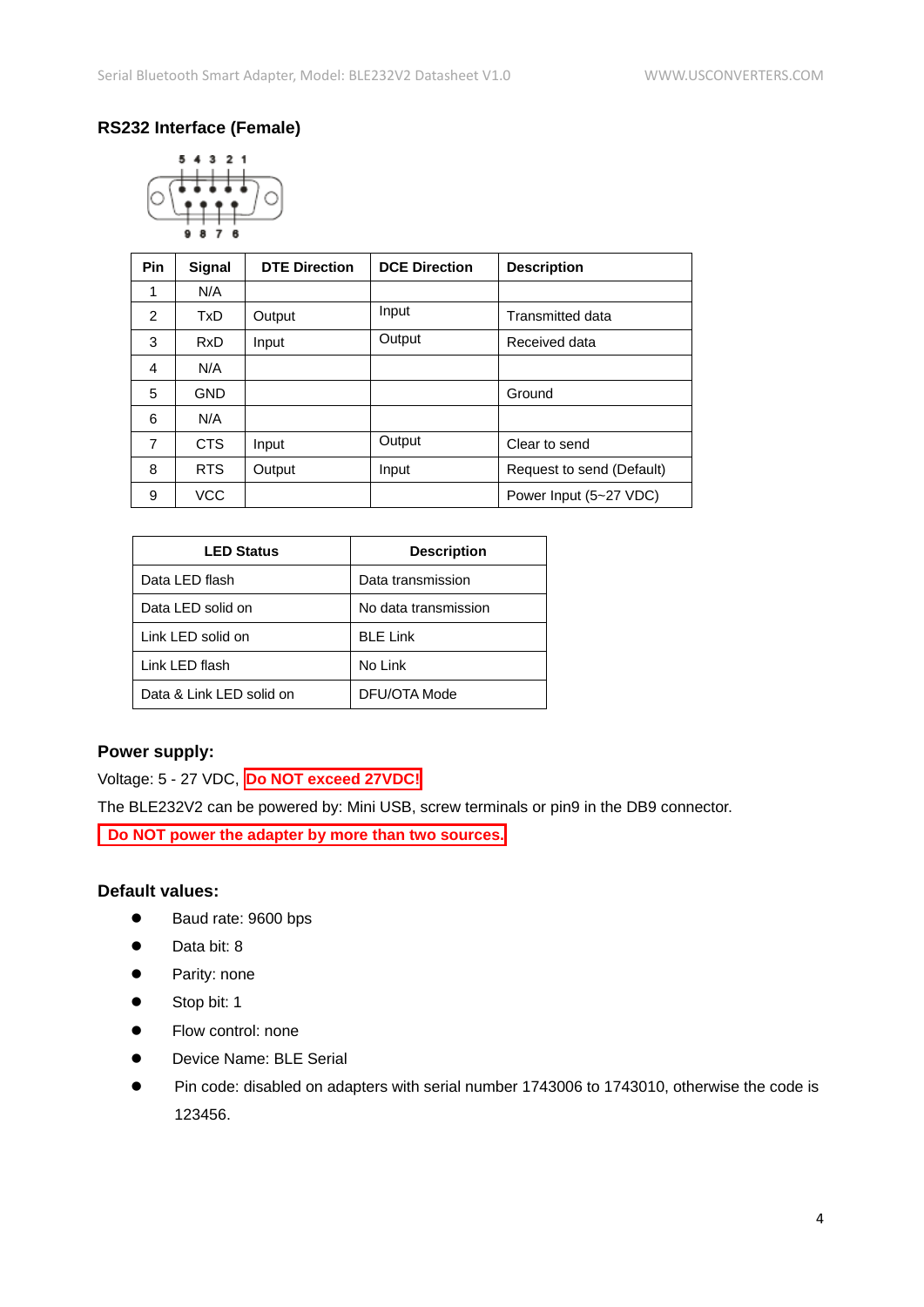## RS232 Interface (Female)

| Pin | Signal | DTE Direction | DCE Direction | Description |
|---|---|---|---|---|
| 1 | N/A | | | |
| 2 | TxD | Output | Input | Transmitted data |
| 3 | RxD | Input | Output | Received data |
| 4 | N/A | | | |
| 5 | GND | | | Ground |
| 6 | N/A | | | |
| 7 | CTS | Input | Output | Clear to send |
| 8 | RTS | Output | Input | Request to send (Default) |
| 9 | VCC | | | Power Input (5~27 VDC) |

| LED Status | Description |
|---|---|
| Data LED flash | Data transmission |
| Data LED solid on | No data transmission |
| Link LED solid on | BLE Link |
| Link LED flash | No Link |
| Data & Link LED solid on | DFU/OTA Mode |

### Power supply:

Voltage: 5 - 27 VDC, **Do NOT exceed 27VDC!**

The BLE232V2 can be powered by: Mini USB, screw terminals or pin9 in the DB9 connector.

**Do NOT power the adapter by more than two sources.**

### Default values:

- Baud rate: 9600 bps
- Data bit: 8
- Parity: none
- Stop bit: 1
- Flow control: none
- Device Name: BLE Serial
- Pin code: disabled on adapters with serial number 1743006 to 1743010, otherwise the code is 123456.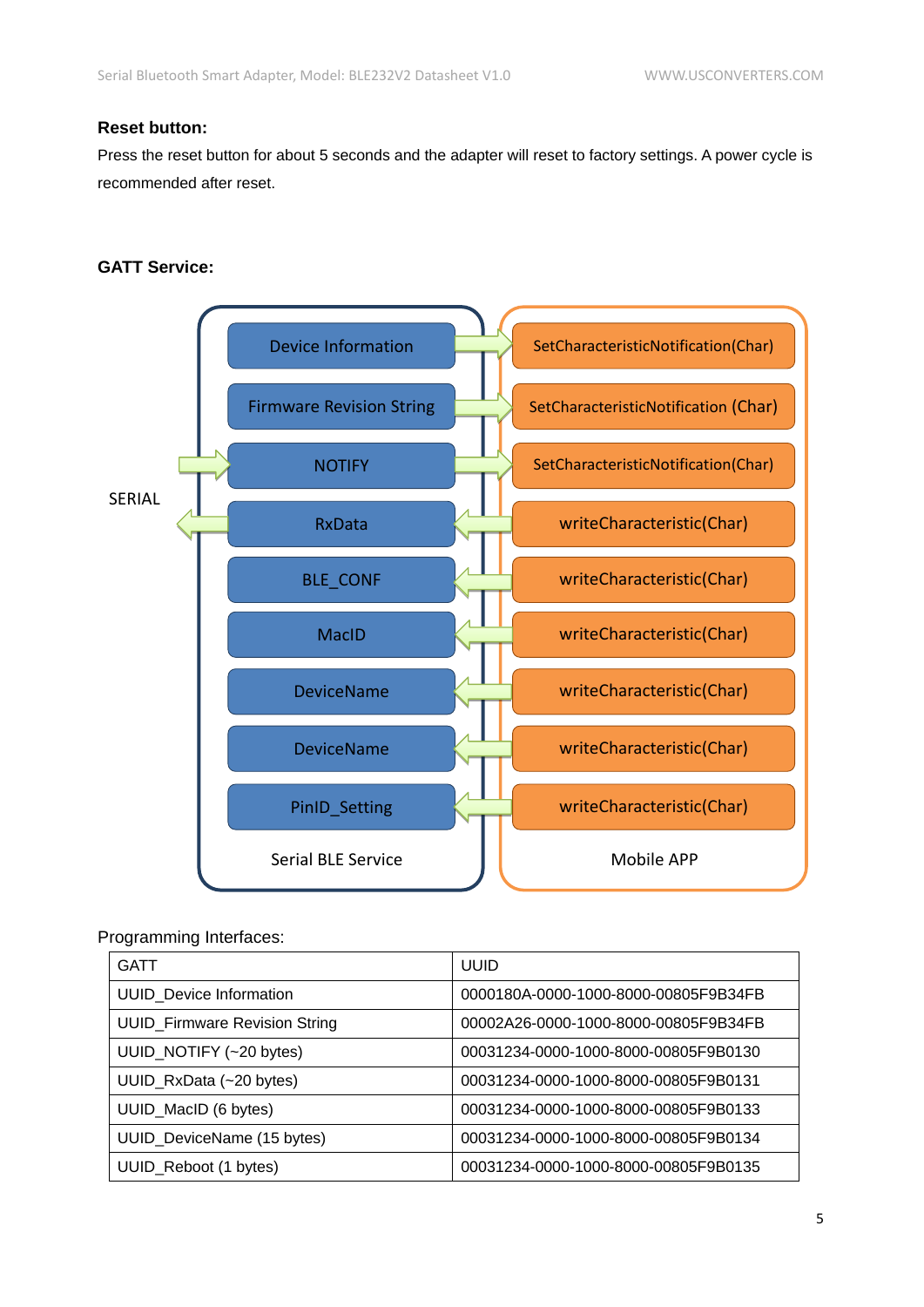**Reset button:**

Press the reset button for about 5 seconds and the adapter will reset to factory settings. A power cycle is recommended after reset.

**GATT Service:**

SERIAL

| Serial BLE Service | Mobile APP |
| --- | --- |
| Device Information | SetCharacteristicNotification(Char) |
| Firmware Revision String | SetCharacteristicNotification (Char) |
| NOTIFY | SetCharacteristicNotification(Char) |
| RxData | writeCharacteristic(Char) |
| BLE_CONF | writeCharacteristic(Char) |
| MacID | writeCharacteristic(Char) |
| DeviceName | writeCharacteristic(Char) |
| DeviceName | writeCharacteristic(Char) |
| PinID_Setting | writeCharacteristic(Char) |

Programming Interfaces:

| GATT | UUID |
| --- | --- |
| UUID_Device Information | 0000180A-0000-1000-8000-00805F9B34FB |
| UUID_Firmware Revision String | 00002A26-0000-1000-8000-00805F9B34FB |
| UUID_NOTIFY (~20 bytes) | 00031234-0000-1000-8000-00805F9B0130 |
| UUID_RxData (~20 bytes) | 00031234-0000-1000-8000-00805F9B0131 |
| UUID_MacID (6 bytes) | 00031234-0000-1000-8000-00805F9B0133 |
| UUID_DeviceName (15 bytes) | 00031234-0000-1000-8000-00805F9B0134 |
| UUID_Reboot (1 bytes) | 00031234-0000-1000-8000-00805F9B0135 |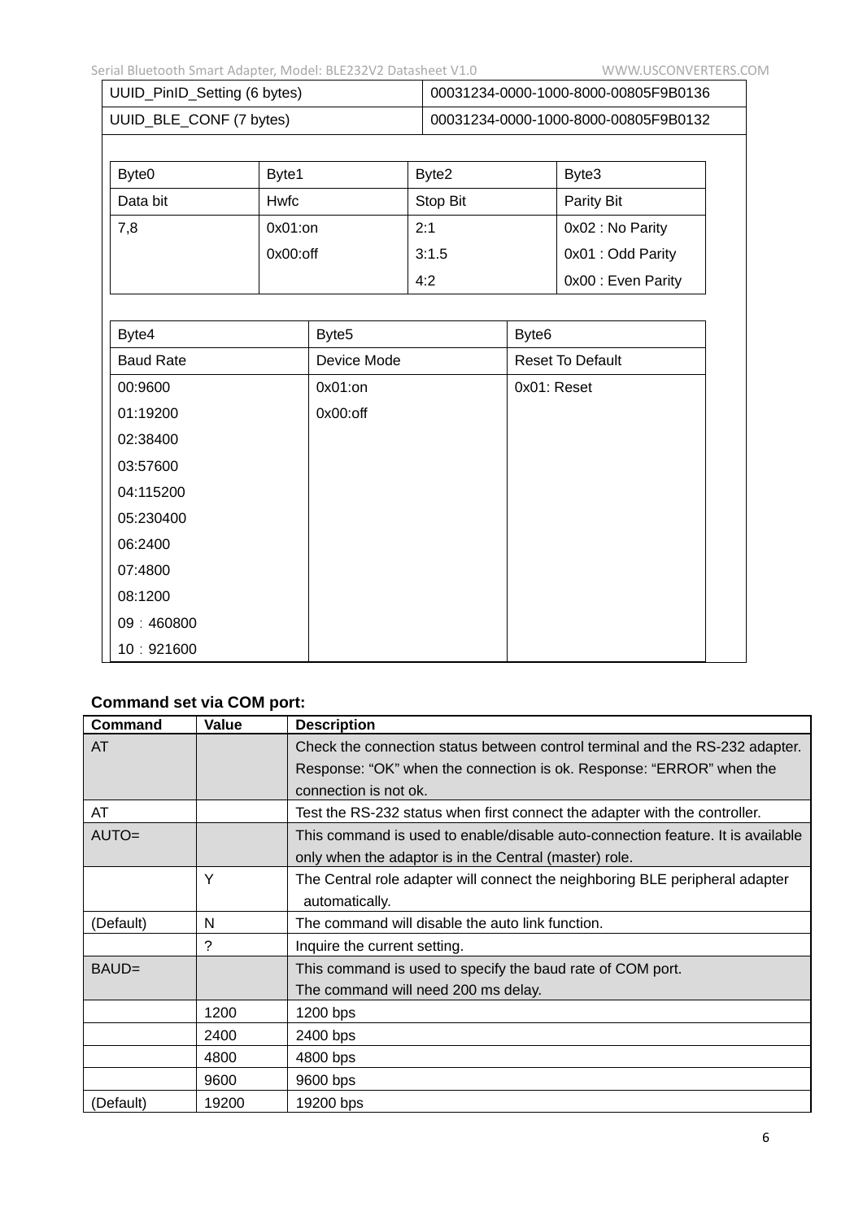| UUID_PinID_Setting (6 bytes) | 00031234-0000-1000-8000-00805F9B0136 |
|---|---|
| UUID_BLE_CONF (7 bytes) | 00031234-0000-1000-8000-00805F9B0132 |

| Byte0 | Byte1 | Byte2 | Byte3 |
|---|---|---|---|
| Data bit | Hwfc | Stop Bit | Parity Bit |
| 7,8 | 0x01:on<br>0x00:off | 2:1<br>3:1.5<br>4:2 | 0x02 : No Parity<br>0x01 : Odd Parity<br>0x00 : Even Parity |

| Byte4 | Byte5 | Byte6 |
|---|---|---|
| Baud Rate | Device Mode | Reset To Default |
| 00:9600<br>01:19200<br>02:38400<br>03:57600<br>04:115200<br>05:230400<br>06:2400<br>07:4800<br>08:1200<br>09：460800<br>10：921600 | 0x01:on<br>0x00:off | 0x01: Reset |

**Command set via COM port:**

| Command | Value | Description |
|---|---|---|
| AT | | Check the connection status between control terminal and the RS-232 adapter. Response: “OK” when the connection is ok. Response: “ERROR” when the connection is not ok. |
| AT | | Test the RS-232 status when first connect the adapter with the controller. |
| AUTO= | | This command is used to enable/disable auto-connection feature. It is available only when the adaptor is in the Central (master) role. |
| | Y | The Central role adapter will connect the neighboring BLE peripheral adapter automatically. |
| (Default) | N | The command will disable the auto link function. |
| | ? | Inquire the current setting. |
| BAUD= | | This command is used to specify the baud rate of COM port.<br>The command will need 200 ms delay. |
| | 1200 | 1200 bps |
| | 2400 | 2400 bps |
| | 4800 | 4800 bps |
| | 9600 | 9600 bps |
| (Default) | 19200 | 19200 bps |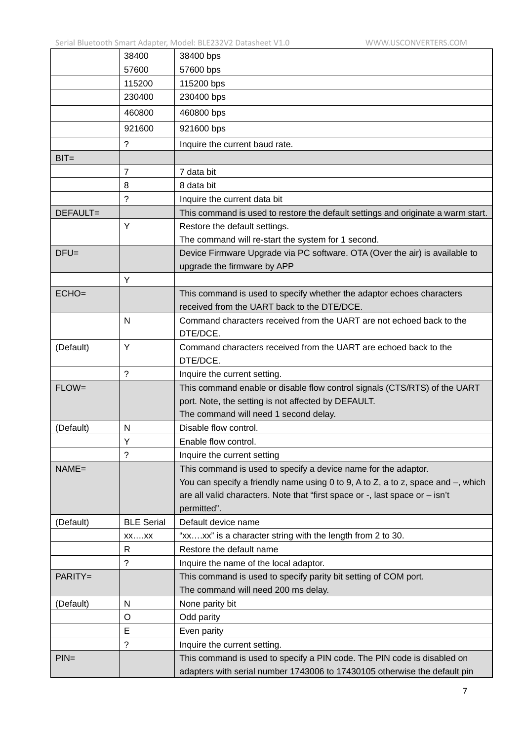| | | |
|---|---|---|
| | 38400 | 38400 bps |
| | 57600 | 57600 bps |
| | 115200 | 115200 bps |
| | 230400 | 230400 bps |
| | 460800 | 460800 bps |
| | 921600 | 921600 bps |
| | ? | Inquire the current baud rate. |
| BIT= | | |
| | 7 | 7 data bit |
| | 8 | 8 data bit |
| | ? | Inquire the current data bit |
| DEFAULT= | | This command is used to restore the default settings and originate a warm start. |
| | Y | Restore the default settings.<br>The command will re-start the system for 1 second. |
| DFU= | | Device Firmware Upgrade via PC software. OTA (Over the air) is available to upgrade the firmware by APP |
| | Y | |
| ECHO= | | This command is used to specify whether the adaptor echoes characters received from the UART back to the DTE/DCE. |
| | N | Command characters received from the UART are not echoed back to the DTE/DCE. |
| (Default) | Y | Command characters received from the UART are echoed back to the DTE/DCE. |
| | ? | Inquire the current setting. |
| FLOW= | | This command enable or disable flow control signals (CTS/RTS) of the UART port. Note, the setting is not affected by DEFAULT.<br>The command will need 1 second delay. |
| (Default) | N | Disable flow control. |
| | Y | Enable flow control. |
| | ? | Inquire the current setting |
| NAME= | | This command is used to specify a device name for the adaptor.<br>You can specify a friendly name using 0 to 9, A to Z, a to z, space and –, which are all valid characters. Note that “first space or -, last space or – isn’t permitted”. |
| (Default) | BLE Serial | Default device name |
| | xx….xx | “xx….xx” is a character string with the length from 2 to 30. |
| | R | Restore the default name |
| | ? | Inquire the name of the local adaptor. |
| PARITY= | | This command is used to specify parity bit setting of COM port.<br>The command will need 200 ms delay. |
| (Default) | N | None parity bit |
| | O | Odd parity |
| | E | Even parity |
| | ? | Inquire the current setting. |
| PIN= | | This command is used to specify a PIN code. The PIN code is disabled on adapters with serial number 1743006 to 17430105 otherwise the default pin |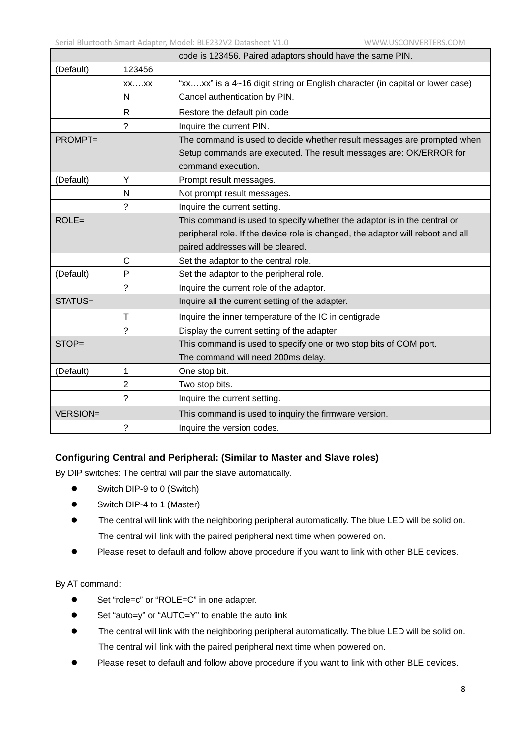|  |  | code is 123456. Paired adaptors should have the same PIN. |
|---|---|---|
| (Default) | 123456 |  |
|  | xx….xx | “xx….xx” is a 4~16 digit string or English character (in capital or lower case) |
|  | N | Cancel authentication by PIN. |
|  | R | Restore the default pin code |
|  | ? | Inquire the current PIN. |
| PROMPT= |  | The command is used to decide whether result messages are prompted when Setup commands are executed. The result messages are: OK/ERROR for command execution. |
| (Default) | Y | Prompt result messages. |
|  | N | Not prompt result messages. |
|  | ? | Inquire the current setting. |
| ROLE= |  | This command is used to specify whether the adaptor is in the central or peripheral role. If the device role is changed, the adaptor will reboot and all paired addresses will be cleared. |
|  | C | Set the adaptor to the central role. |
| (Default) | P | Set the adaptor to the peripheral role. |
|  | ? | Inquire the current role of the adaptor. |
| STATUS= |  | Inquire all the current setting of the adapter. |
|  | T | Inquire the inner temperature of the IC in centigrade |
|  | ? | Display the current setting of the adapter |
| STOP= |  | This command is used to specify one or two stop bits of COM port.<br>The command will need 200ms delay. |
| (Default) | 1 | One stop bit. |
|  | 2 | Two stop bits. |
|  | ? | Inquire the current setting. |
| VERSION= |  | This command is used to inquiry the firmware version. |
|  | ? | Inquire the version codes. |

**Configuring Central and Peripheral: (Similar to Master and Slave roles)**

By DIP switches: The central will pair the slave automatically.

- Switch DIP-9 to 0 (Switch)
- Switch DIP-4 to 1 (Master)
- The central will link with the neighboring peripheral automatically. The blue LED will be solid on. The central will link with the paired peripheral next time when powered on.
- Please reset to default and follow above procedure if you want to link with other BLE devices.

By AT command:

- Set “role=c” or “ROLE=C” in one adapter.
- Set “auto=y” or “AUTO=Y” to enable the auto link
- The central will link with the neighboring peripheral automatically. The blue LED will be solid on. The central will link with the paired peripheral next time when powered on.
- Please reset to default and follow above procedure if you want to link with other BLE devices.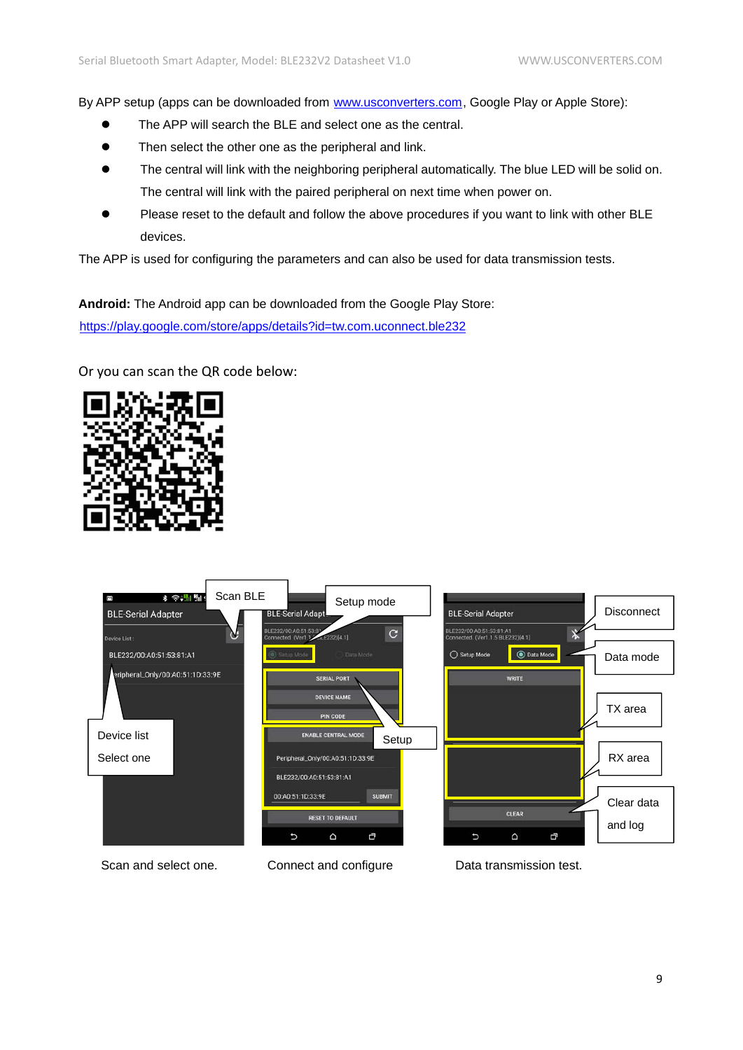By APP setup (apps can be downloaded from www.usconverters.com, Google Play or Apple Store):

- The APP will search the BLE and select one as the central.
- Then select the other one as the peripheral and link.
- The central will link with the neighboring peripheral automatically. The blue LED will be solid on. The central will link with the paired peripheral on next time when power on.
- Please reset to the default and follow the above procedures if you want to link with other BLE devices.

The APP is used for configuring the parameters and can also be used for data transmission tests.

**Android:** The Android app can be downloaded from the Google Play Store:
https://play.google.com/store/apps/details?id=tw.com.uconnect.ble232

Or you can scan the QR code below:

Scan and select one. Connect and configure Data transmission test.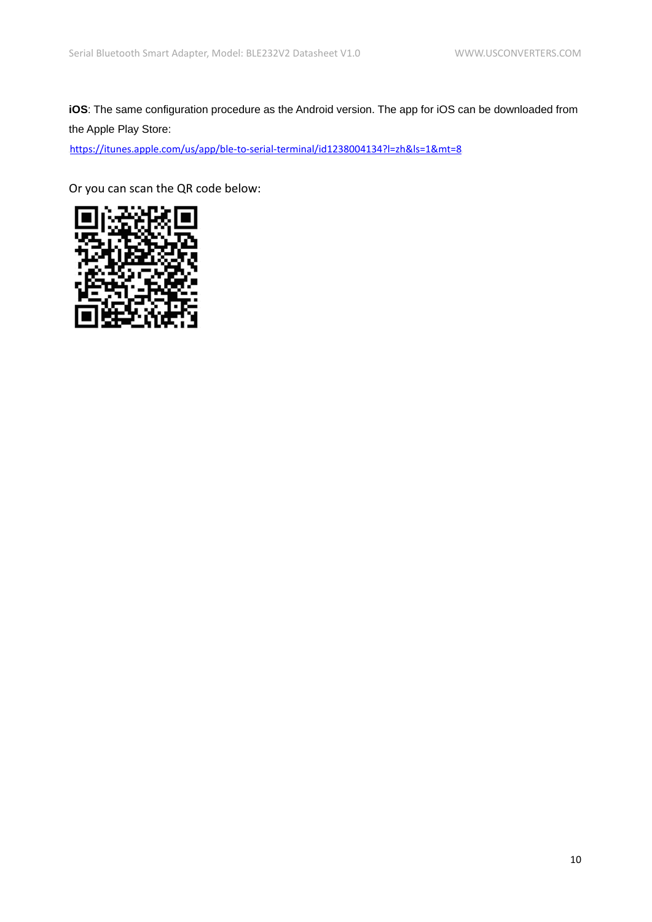**iOS**: The same configuration procedure as the Android version. The app for iOS can be downloaded from the Apple Play Store:

https://itunes.apple.com/us/app/ble-to-serial-terminal/id1238004134?l=zh&ls=1&mt=8

Or you can scan the QR code below: